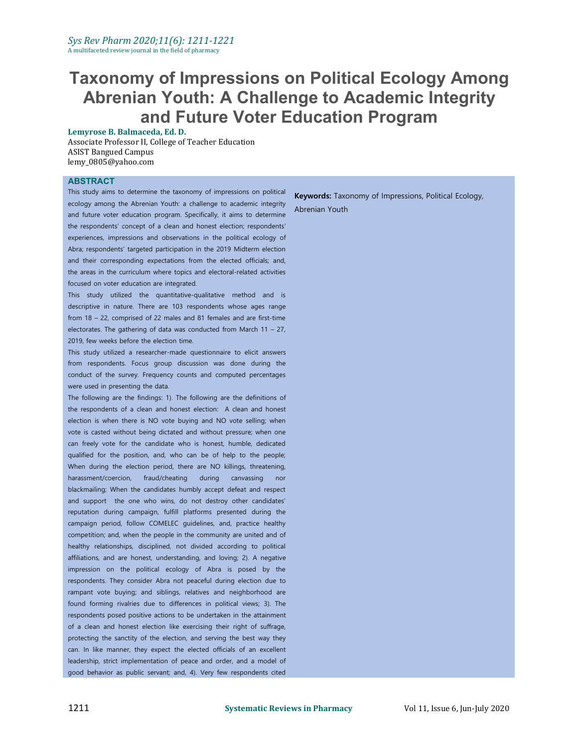# Taxonomy of Impressions on Political Ecology Among Abrenian Youth: A Challenge to Academic Integrity and Future Voter Education Program

**Lemyrose B. Balmaceda, Ed. D.**
Associate Professor II, College of Teacher Education
ASIST Bangued Campus
lemy_0805@yahoo.com

## ABSTRACT

This study aims to determine the taxonomy of impressions on political ecology among the Abrenian Youth: a challenge to academic integrity and future voter education program. Specifically, it aims to determine the respondents' concept of a clean and honest election; respondents' experiences, impressions and observations in the political ecology of Abra; respondents' targeted participation in the 2019 Midterm election and their corresponding expectations from the elected officials; and, the areas in the curriculum where topics and electoral-related activities focused on voter education are integrated.

This study utilized the quantitative-qualitative method and is descriptive in nature. There are 103 respondents whose ages range from 18 – 22, comprised of 22 males and 81 females and are first-time electorates. The gathering of data was conducted from March 11 – 27, 2019, few weeks before the election time.

This study utilized a researcher-made questionnaire to elicit answers from respondents. Focus group discussion was done during the conduct of the survey. Frequency counts and computed percentages were used in presenting the data.

The following are the findings: 1). The following are the definitions of the respondents of a clean and honest election: A clean and honest election is when there is NO vote buying and NO vote selling; when vote is casted without being dictated and without pressure; when one can freely vote for the candidate who is honest, humble, dedicated qualified for the position, and, who can be of help to the people; When during the election period, there are NO killings, threatening, harassment/coercion, fraud/cheating during canvassing nor blackmailing; When the candidates humbly accept defeat and respect and support the one who wins, do not destroy other candidates' reputation during campaign, fulfill platforms presented during the campaign period, follow COMELEC guidelines, and, practice healthy competition; and, when the people in the community are united and of healthy relationships, disciplined, not divided according to political affiliations, and are honest, understanding, and loving; 2). A negative impression on the political ecology of Abra is posed by the respondents. They consider Abra not peaceful during election due to rampant vote buying; and siblings, relatives and neighborhood are found forming rivalries due to differences in political views; 3). The respondents posed positive actions to be undertaken in the attainment of a clean and honest election like exercising their right of suffrage, protecting the sanctity of the election, and serving the best way they can. In like manner, they expect the elected officials of an excellent leadership, strict implementation of peace and order, and a model of good behavior as public servant; and, 4). Very few respondents cited

**Keywords:** Taxonomy of Impressions, Political Ecology, Abrenian Youth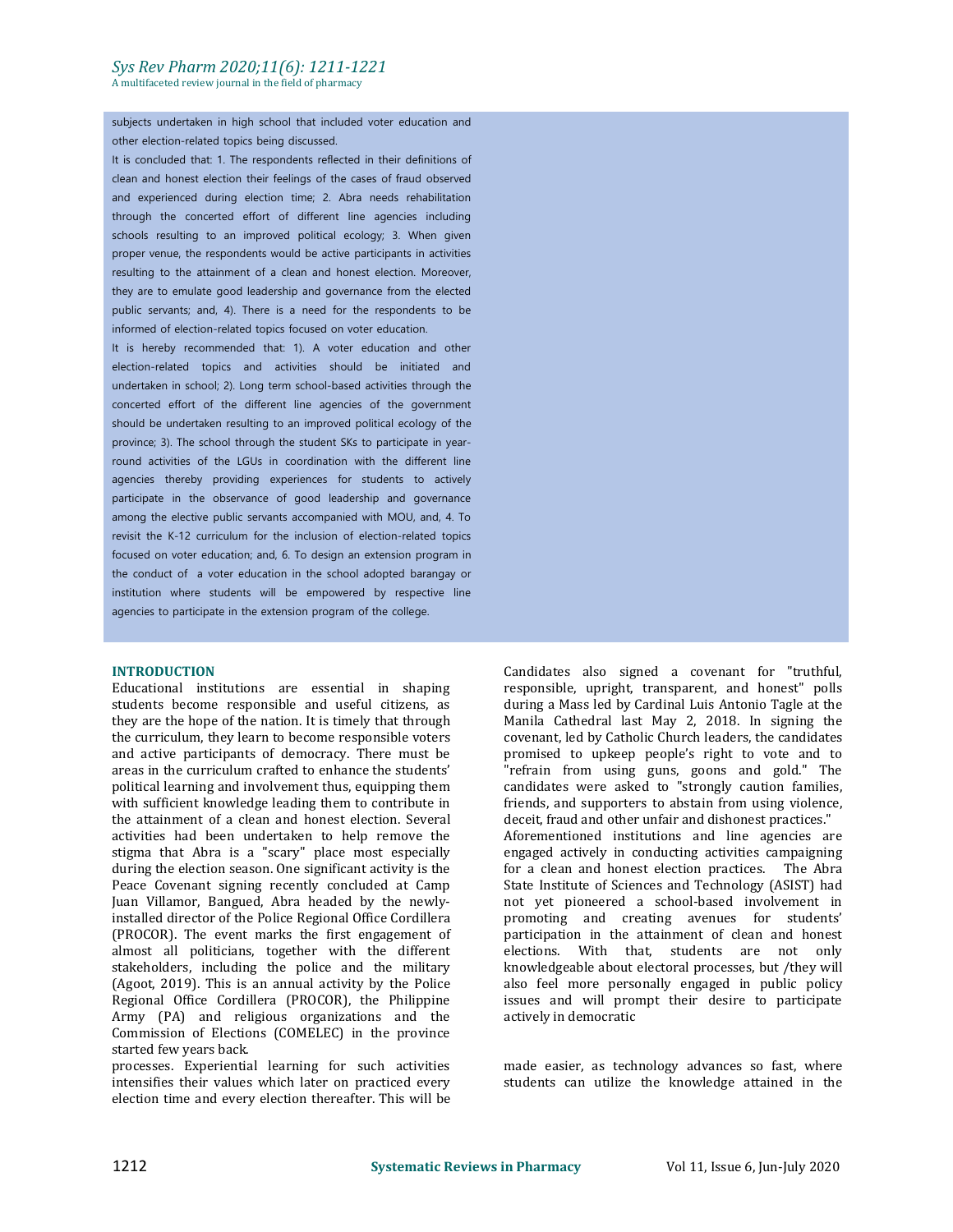subjects undertaken in high school that included voter education and other election-related topics being discussed.

It is concluded that: 1. The respondents reflected in their definitions of clean and honest election their feelings of the cases of fraud observed and experienced during election time; 2. Abra needs rehabilitation through the concerted effort of different line agencies including schools resulting to an improved political ecology; 3. When given proper venue, the respondents would be active participants in activities resulting to the attainment of a clean and honest election. Moreover, they are to emulate good leadership and governance from the elected public servants; and, 4). There is a need for the respondents to be informed of election-related topics focused on voter education.

It is hereby recommended that: 1). A voter education and other election-related topics and activities should be initiated and undertaken in school; 2). Long term school-based activities through the concerted effort of the different line agencies of the government should be undertaken resulting to an improved political ecology of the province; 3). The school through the student SKs to participate in year-round activities of the LGUs in coordination with the different line agencies thereby providing experiences for students to actively participate in the observance of good leadership and governance among the elective public servants accompanied with MOU, and, 4. To revisit the K-12 curriculum for the inclusion of election-related topics focused on voter education; and, 6. To design an extension program in the conduct of a voter education in the school adopted barangay or institution where students will be empowered by respective line agencies to participate in the extension program of the college.

## INTRODUCTION

Educational institutions are essential in shaping students become responsible and useful citizens, as they are the hope of the nation. It is timely that through the curriculum, they learn to become responsible voters and active participants of democracy. There must be areas in the curriculum crafted to enhance the students' political learning and involvement thus, equipping them with sufficient knowledge leading them to contribute in the attainment of a clean and honest election. Several activities had been undertaken to help remove the stigma that Abra is a "scary" place most especially during the election season. One significant activity is the Peace Covenant signing recently concluded at Camp Juan Villamor, Bangued, Abra headed by the newly-installed director of the Police Regional Office Cordillera (PROCOR). The event marks the first engagement of almost all politicians, together with the different stakeholders, including the police and the military (Agoot, 2019). This is an annual activity by the Police Regional Office Cordillera (PROCOR), the Philippine Army (PA) and religious organizations and the Commission of Elections (COMELEC) in the province started few years back.

Candidates also signed a covenant for "truthful, responsible, upright, transparent, and honest" polls during a Mass led by Cardinal Luis Antonio Tagle at the Manila Cathedral last May 2, 2018. In signing the covenant, led by Catholic Church leaders, the candidates promised to upkeep people's right to vote and to "refrain from using guns, goons and gold." The candidates were asked to "strongly caution families, friends, and supporters to abstain from using violence, deceit, fraud and other unfair and dishonest practices."

Aforementioned institutions and line agencies are engaged actively in conducting activities campaigning for a clean and honest election practices. The Abra State Institute of Sciences and Technology (ASIST) had not yet pioneered a school-based involvement in promoting and creating avenues for students' participation in the attainment of clean and honest elections. With that, students are not only knowledgeable about electoral processes, but /they will also feel more personally engaged in public policy issues and will prompt their desire to participate actively in democratic processes. Experiential learning for such activities intensifies their values which later on practiced every election time and every election thereafter. This will be made easier, as technology advances so fast, where students can utilize the knowledge attained in the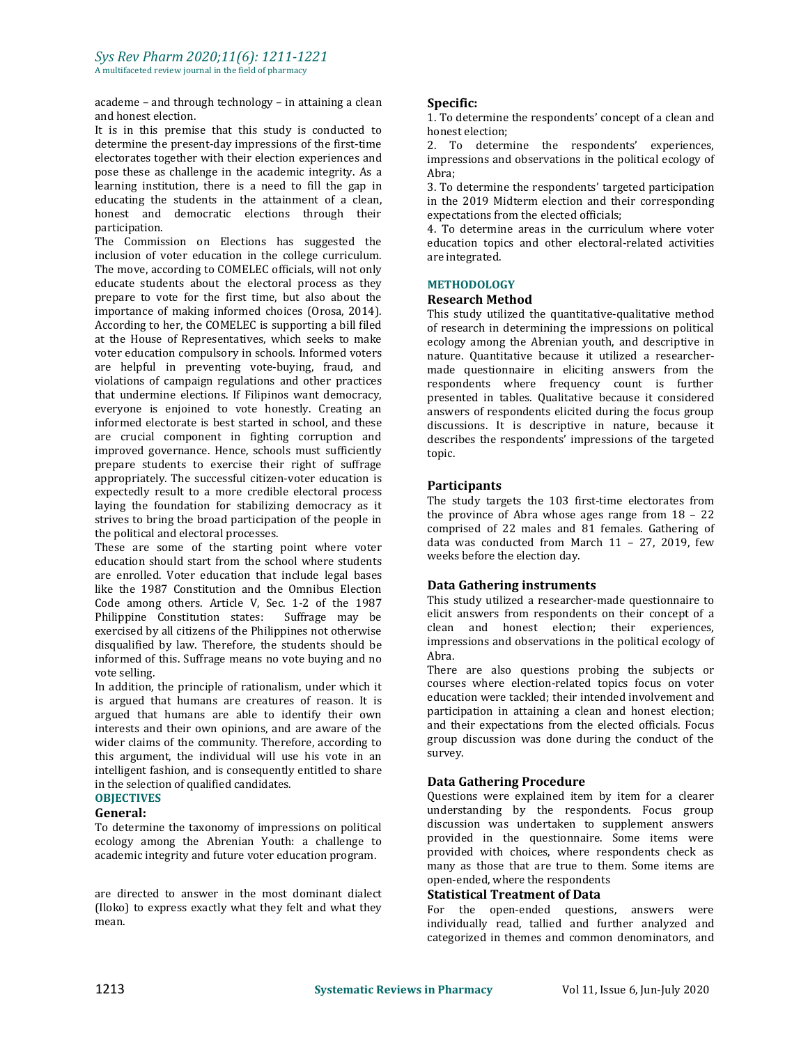academe – and through technology – in attaining a clean and honest election.

It is in this premise that this study is conducted to determine the present-day impressions of the first-time electorates together with their election experiences and pose these as challenge in the academic integrity. As a learning institution, there is a need to fill the gap in educating the students in the attainment of a clean, honest and democratic elections through their participation.

The Commission on Elections has suggested the inclusion of voter education in the college curriculum. The move, according to COMELEC officials, will not only educate students about the electoral process as they prepare to vote for the first time, but also about the importance of making informed choices (Orosa, 2014). According to her, the COMELEC is supporting a bill filed at the House of Representatives, which seeks to make voter education compulsory in schools. Informed voters are helpful in preventing vote-buying, fraud, and violations of campaign regulations and other practices that undermine elections. If Filipinos want democracy, everyone is enjoined to vote honestly. Creating an informed electorate is best started in school, and these are crucial component in fighting corruption and improved governance. Hence, schools must sufficiently prepare students to exercise their right of suffrage appropriately. The successful citizen-voter education is expectedly result to a more credible electoral process laying the foundation for stabilizing democracy as it strives to bring the broad participation of the people in the political and electoral processes.

These are some of the starting point where voter education should start from the school where students are enrolled. Voter education that include legal bases like the 1987 Constitution and the Omnibus Election Code among others. Article V, Sec. 1-2 of the 1987 Philippine Constitution states: Suffrage may be exercised by all citizens of the Philippines not otherwise disqualified by law. Therefore, the students should be informed of this. Suffrage means no vote buying and no vote selling.

In addition, the principle of rationalism, under which it is argued that humans are creatures of reason. It is argued that humans are able to identify their own interests and their own opinions, and are aware of the wider claims of the community. Therefore, according to this argument, the individual will use his vote in an intelligent fashion, and is consequently entitled to share in the selection of qualified candidates.

## OBJECTIVES

### General:

To determine the taxonomy of impressions on political ecology among the Abrenian Youth: a challenge to academic integrity and future voter education program.

### Specific:

1. To determine the respondents' concept of a clean and honest election;
2. To determine the respondents' experiences, impressions and observations in the political ecology of Abra;
3. To determine the respondents' targeted participation in the 2019 Midterm election and their corresponding expectations from the elected officials;
4. To determine areas in the curriculum where voter education topics and other electoral-related activities are integrated.

## METHODOLOGY

### Research Method

This study utilized the quantitative-qualitative method of research in determining the impressions on political ecology among the Abrenian youth, and descriptive in nature. Quantitative because it utilized a researcher-made questionnaire in eliciting answers from the respondents where frequency count is further presented in tables. Qualitative because it considered answers of respondents elicited during the focus group discussions. It is descriptive in nature, because it describes the respondents' impressions of the targeted topic.

### Participants

The study targets the 103 first-time electorates from the province of Abra whose ages range from 18 – 22 comprised of 22 males and 81 females. Gathering of data was conducted from March 11 – 27, 2019, few weeks before the election day.

### Data Gathering instruments

This study utilized a researcher-made questionnaire to elicit answers from respondents on their concept of a clean and honest election; their experiences, impressions and observations in the political ecology of Abra.

There are also questions probing the subjects or courses where election-related topics focus on voter education were tackled; their intended involvement and participation in attaining a clean and honest election; and their expectations from the elected officials. Focus group discussion was done during the conduct of the survey.

### Data Gathering Procedure

Questions were explained item by item for a clearer understanding by the respondents. Focus group discussion was undertaken to supplement answers provided in the questionnaire. Some items were provided with choices, where respondents check as many as those that are true to them. Some items are open-ended, where the respondents are directed to answer in the most dominant dialect (Iloko) to express exactly what they felt and what they mean.

### Statistical Treatment of Data

For the open-ended questions, answers were individually read, tallied and further analyzed and categorized in themes and common denominators, and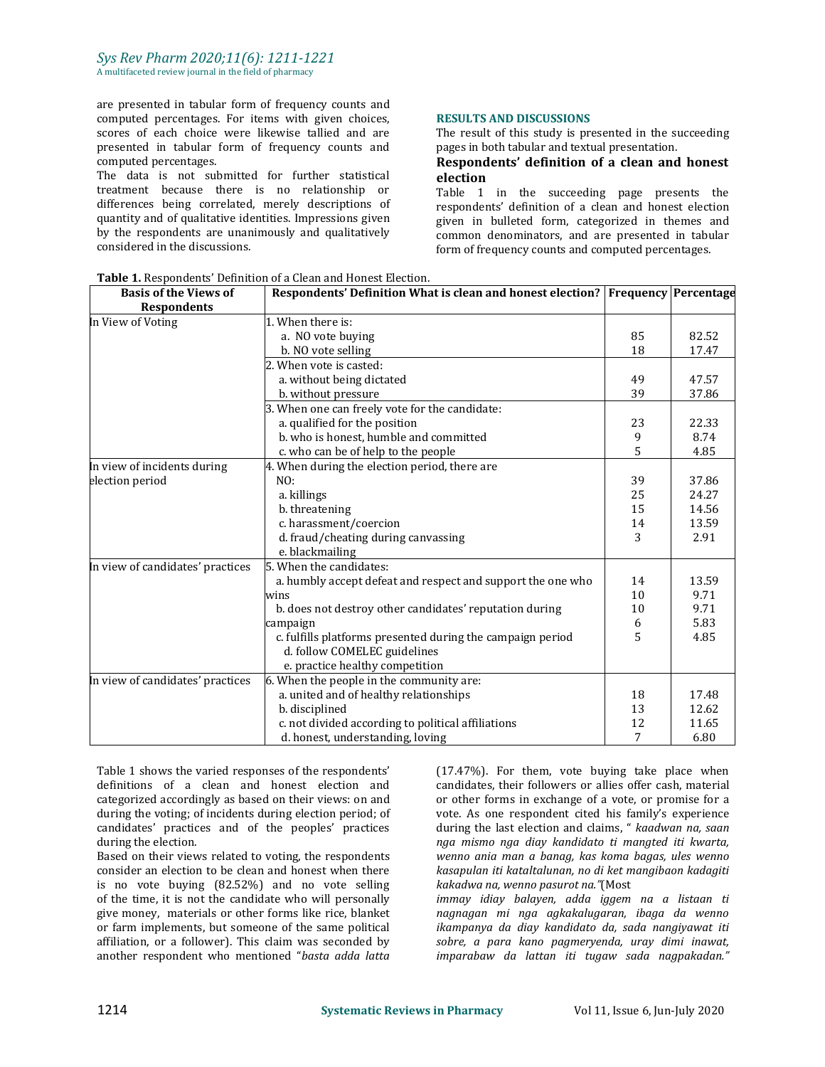are presented in tabular form of frequency counts and computed percentages. For items with given choices, scores of each choice were likewise tallied and are presented in tabular form of frequency counts and computed percentages.

The data is not submitted for further statistical treatment because there is no relationship or differences being correlated, merely descriptions of quantity and of qualitative identities. Impressions given by the respondents are unanimously and qualitatively considered in the discussions.

## RESULTS AND DISCUSSIONS

The result of this study is presented in the succeeding pages in both tabular and textual presentation.

### Respondents' definition of a clean and honest election

Table 1 in the succeeding page presents the respondents' definition of a clean and honest election given in bulleted form, categorized in themes and common denominators, and are presented in tabular form of frequency counts and computed percentages.

**Table 1.** Respondents' Definition of a Clean and Honest Election.

| Basis of the Views of Respondents | Respondents' Definition What is clean and honest election? | Frequency | Percentage |
|---|---|---|---|
| In View of Voting | 1. When there is: | | |
| | a. NO vote buying | 85 | 82.52 |
| | b. NO vote selling | 18 | 17.47 |
| | 2. When vote is casted: | | |
| | a. without being dictated | 49 | 47.57 |
| | b. without pressure | 39 | 37.86 |
| | 3. When one can freely vote for the candidate: | | |
| | a. qualified for the position | 23 | 22.33 |
| | b. who is honest, humble and committed | 9 | 8.74 |
| | c. who can be of help to the people | 5 | 4.85 |
| In view of incidents during election period | 4. When during the election period, there are NO: | 39 | 37.86 |
| | a. killings | 25 | 24.27 |
| | b. threatening | 15 | 14.56 |
| | c. harassment/coercion | 14 | 13.59 |
| | d. fraud/cheating during canvassing | 3 | 2.91 |
| | e. blackmailing | | |
| In view of candidates' practices | 5. When the candidates: | | |
| | a. humbly accept defeat and respect and support the one who wins | 14 | 13.59 |
| | b. does not destroy other candidates' reputation during campaign | 10 | 9.71 |
| | c. fulfills platforms presented during the campaign period | 10 | 9.71 |
| | d. follow COMELEC guidelines | 6 | 5.83 |
| | e. practice healthy competition | 5 | 4.85 |
| In view of candidates' practices | 6. When the people in the community are: | | |
| | a. united and of healthy relationships | 18 | 17.48 |
| | b. disciplined | 13 | 12.62 |
| | c. not divided according to political affiliations | 12 | 11.65 |
| | d. honest, understanding, loving | 7 | 6.80 |

Table 1 shows the varied responses of the respondents' definitions of a clean and honest election and categorized accordingly as based on their views: on and during the voting; of incidents during election period; of candidates' practices and of the peoples' practices during the election.

Based on their views related to voting, the respondents consider an election to be clean and honest when there is no vote buying (82.52%) and no vote selling (17.47%). For them, vote buying take place when candidates, their followers or allies offer cash, material or other forms in exchange of a vote, or promise for a vote. As one respondent cited his family's experience during the last election and claims, " *kaadwan na, saan nga mismo nga diay kandidato ti mangted iti kwarta, wenno ania man a banag, kas koma bagas, ules wenno kasapulan iti kataltalunan, no di ket mangibaon kadagiti kakadwa na, wenno pasurot na."*(Most of the time, it is not the candidate who will personally give money, materials or other forms like rice, blanket or farm implements, but someone of the same political affiliation, or a follower). This claim was seconded by another respondent who mentioned "*basta adda latta immay idiay balayen, adda iggem na a listaan ti nagnagan mi nga agkakalugaran, ibaga da wenno ikampanya da diay kandidato da, sada nangiyawat iti sobre, a para kano pagmeryenda, uray dimi inawat, imparabaw da lattan iti tugaw sada nagpakadan."*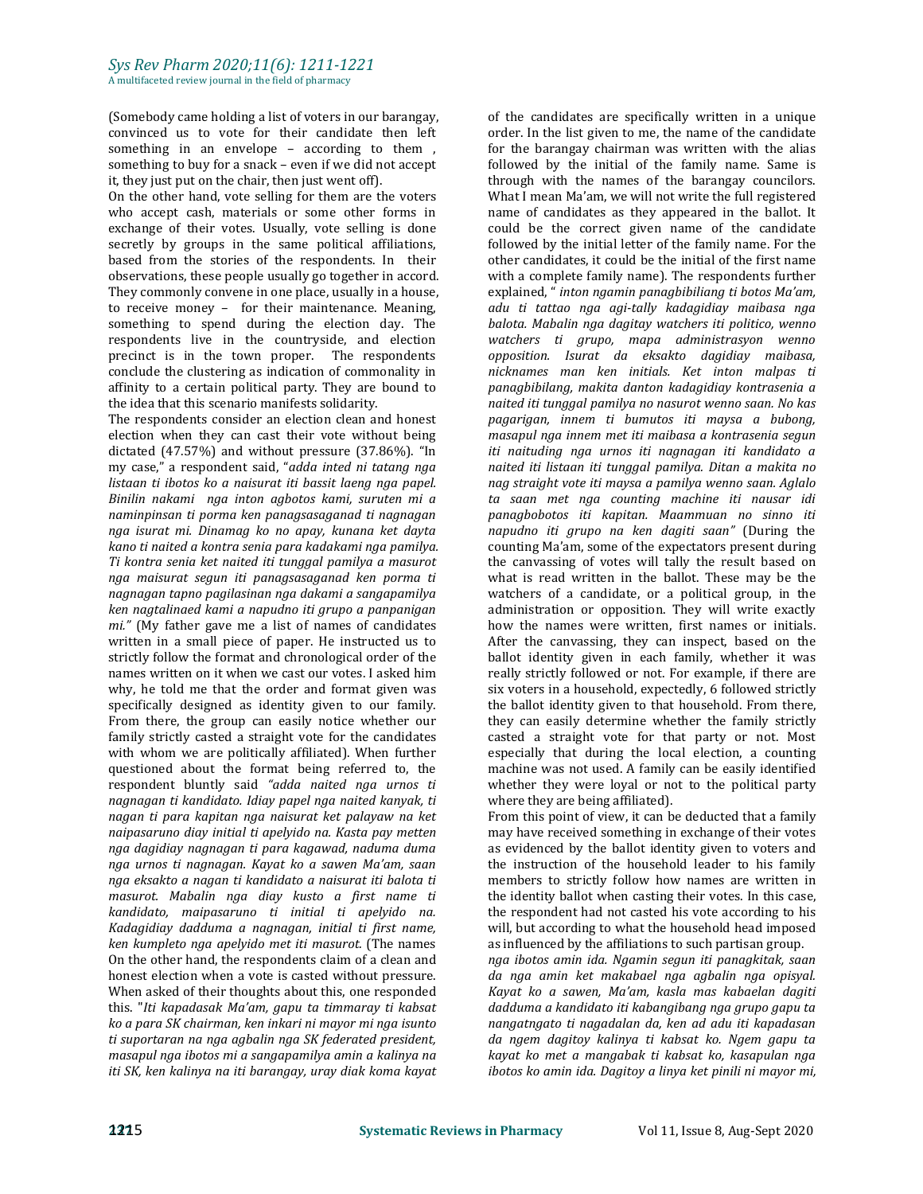(Somebody came holding a list of voters in our barangay, convinced us to vote for their candidate then left something in an envelope – according to them , something to buy for a snack – even if we did not accept it, they just put on the chair, then just went off).

On the other hand, vote selling for them are the voters who accept cash, materials or some other forms in exchange of their votes. Usually, vote selling is done secretly by groups in the same political affiliations, based from the stories of the respondents. In their observations, these people usually go together in accord. They commonly convene in one place, usually in a house, to receive money – for their maintenance. Meaning, something to spend during the election day. The respondents live in the countryside, and election precinct is in the town proper. The respondents conclude the clustering as indication of commonality in affinity to a certain political party. They are bound to the idea that this scenario manifests solidarity.

The respondents consider an election clean and honest election when they can cast their vote without being dictated (47.57%) and without pressure (37.86%). "In my case," a respondent said, "*adda inted ni tatang nga listaan ti ibotos ko a naisurat iti bassit laeng nga papel. Binilin nakami nga inton agbotos kami, suruten mi a naminpinsan ti porma ken panagsasaganad ti nagnagan nga isurat mi. Dinamag ko no apay, kunana ket dayta kano ti naited a kontra senia para kadakami nga pamilya. Ti kontra senia ket naited iti tunggal pamilya a masurot nga maisurat segun iti panagsasaganad ken porma ti nagnagan tapno pagilasinan nga dakami a sangapamilya ken nagtalinaed kami a napudno iti grupo a panpanigan mi.*" (My father gave me a list of names of candidates written in a small piece of paper. He instructed us to strictly follow the format and chronological order of the names written on it when we cast our votes. I asked him why, he told me that the order and format given was specifically designed as identity given to our family. From there, the group can easily notice whether our family strictly casted a straight vote for the candidates with whom we are politically affiliated). When further questioned about the format being referred to, the respondent bluntly said *"adda naited nga urnos ti nagnagan ti kandidato. Idiay papel nga naited kanyak, ti nagan ti para kapitan nga naisurat ket palayaw na ket naipasaruno diay initial ti apelyido na. Kasta pay metten nga dagidiay nagnagan ti para kagawad, naduma duma nga urnos ti nagnagan. Kayat ko a sawen Ma'am, saan nga eksakto a nagan ti kandidato a naisurat iti balota ti masurot. Mabalin nga diay kusto a first name ti kandidato, maipasaruno ti initial ti apelyido na. Kadagidiay dadduma a nagnagan, initial ti first name, ken kumpleto nga apelyido met iti masurot.* (The names of the candidates are specifically written in a unique order. In the list given to me, the name of the candidate for the barangay chairman was written with the alias followed by the initial of the family name. Same is through with the names of the barangay councilors. What I mean Ma'am, we will not write the full registered name of candidates as they appeared in the ballot. It could be the correct given name of the candidate followed by the initial letter of the family name. For the other candidates, it could be the initial of the first name with a complete family name). The respondents further explained, " *inton ngamin panagbibiliang ti botos Ma'am, adu ti tattao nga agi-tally kadagidiay maibasa nga balota. Mabalin nga dagitay watchers iti politico, wenno watchers ti grupo, mapa administrasyon wenno opposition. Isurat da eksakto dagidiay maibasa, nicknames man ken initials. Ket inton malpas ti panagbibilang, makita danton kadagidiay kontrasenia a naited iti tunggal pamilya no nasurot wenno saan. No kas pagarigan, innem ti bumutos iti maysa a bubong, masapul nga innem met iti maibasa a kontrasenia segun iti naituding nga urnos iti nagnagan iti kandidato a naited iti listaan iti tunggal pamilya. Ditan a makita no nag straight vote iti maysa a pamilya wenno saan. Aglalo ta saan met nga counting machine iti nausar idi panagbobotos iti kapitan. Maammuan no sinno iti napudno iti grupo na ken dagiti saan"* (During the counting Ma'am, some of the expectators present during the canvassing of votes will tally the result based on what is read written in the ballot. These may be the watchers of a candidate, or a political group, in the administration or opposition. They will write exactly how the names were written, first names or initials. After the canvassing, they can inspect, based on the ballot identity given in each family, whether it was really strictly followed or not. For example, if there are six voters in a household, expectedly, 6 followed strictly the ballot identity given to that household. From there, they can easily determine whether the family strictly casted a straight vote for that party or not. Most especially that during the local election, a counting machine was not used. A family can be easily identified whether they were loyal or not to the political party where they are being affiliated).

From this point of view, it can be deducted that a family may have received something in exchange of their votes as evidenced by the ballot identity given to voters and the instruction of the household leader to his family members to strictly follow how names are written in the identity ballot when casting their votes. In this case, the respondent had not casted his vote according to his will, but according to what the household head imposed as influenced by the affiliations to such partisan group.

On the other hand, the respondents claim of a clean and honest election when a vote is casted without pressure. When asked of their thoughts about this, one responded this. "*Iti kapadasak Ma'am, gapu ta timmaray iti kabsat ko a para SK chairman, ken inkari ni mayor mi nga isunto ti suportaran na nga agbalin nga SK federated president, masapul nga ibotos mi a sangapamilya amin a kalinya na iti SK, ken kalinya na iti barangay, uray diak koma kayat nga ibotos amin ida. Ngamin segun iti panagkitak, saan da nga amin ket makabael nga agbalin nga opisyal. Kayat ko a sawen, Ma'am, kasla mas kabaelan dagiti dadduma a kandidato iti kabangibang nga grupo gapu ta nangatngato ti nagadalan da, ken ad adu iti kapadasan da ngem dagitoy kalinya ti kabsat ko. Ngem gapu ta kayat ko met a mangabak ti kabsat ko, kasapulan nga ibotos ko amin ida. Dagitoy a linya ket pinili ni mayor mi,*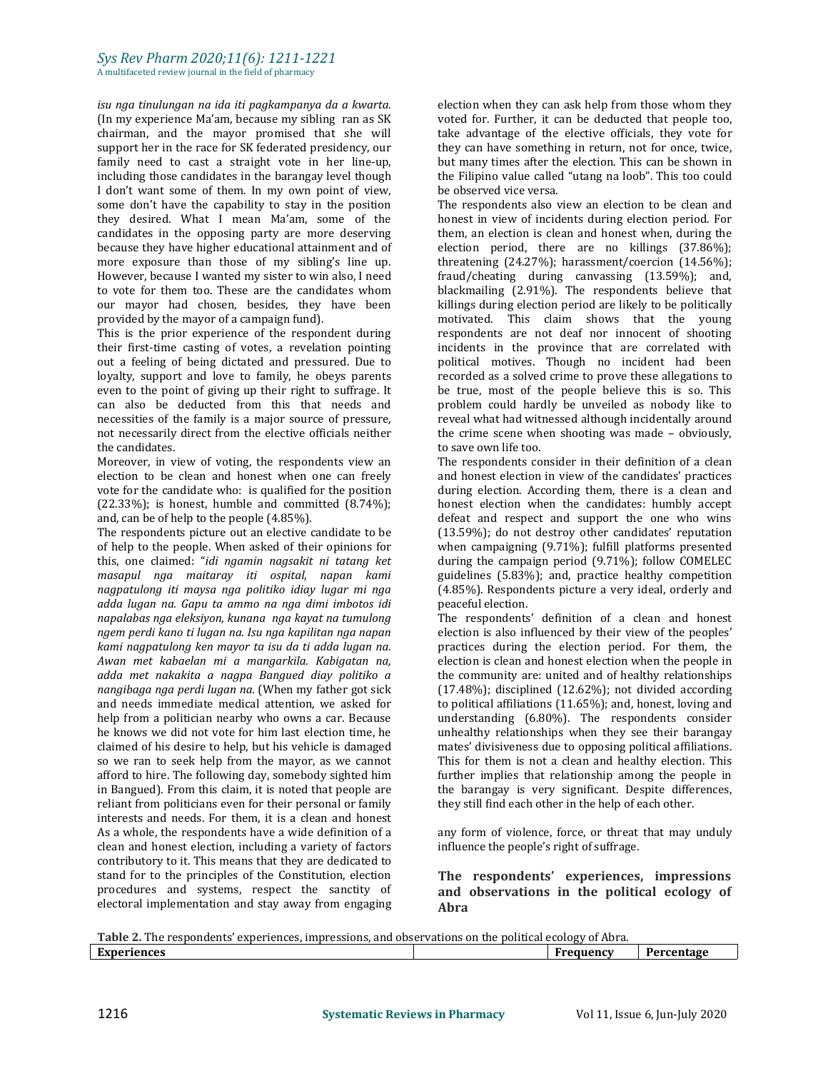*isu nga tinulungan na ida iti pagkampanya da a kwarta.* (In my experience Ma'am, because my sibling ran as SK chairman, and the mayor promised that she will support her in the race for SK federated presidency, our family need to cast a straight vote in her line-up, including those candidates in the barangay level though I don't want some of them. In my own point of view, some don't have the capability to stay in the position they desired. What I mean Ma'am, some of the candidates in the opposing party are more deserving because they have higher educational attainment and of more exposure than those of my sibling's line up. However, because I wanted my sister to win also, I need to vote for them too. These are the candidates whom our mayor had chosen, besides, they have been provided by the mayor of a campaign fund).

This is the prior experience of the respondent during their first-time casting of votes, a revelation pointing out a feeling of being dictated and pressured. Due to loyalty, support and love to family, he obeys parents even to the point of giving up their right to suffrage. It can also be deducted from this that needs and necessities of the family is a major source of pressure, not necessarily direct from the elective officials neither the candidates.

Moreover, in view of voting, the respondents view an election to be clean and honest when one can freely vote for the candidate who: is qualified for the position (22.33%); is honest, humble and committed (8.74%); and, can be of help to the people (4.85%).

The respondents picture out an elective candidate to be of help to the people. When asked of their opinions for this, one claimed: "*idi ngamin nagsakit ni tatang ket masapul nga maitaray iti ospital, napan kami nagpatulong iti maysa nga politiko idiay lugar mi nga adda lugan na. Gapu ta ammo na nga dimi imbotos idi napalabas nga eleksiyon, kunana nga kayat na tumulong ngem perdi kano ti lugan na. Isu nga kapilitan nga napan kami nagpatulong ken mayor ta isu da ti adda lugan na. Awan met kabaelan mi a mangarkila. Kabigatan na, adda met nakakita a nagpa Bangued diay politiko a nangibaga nga perdi lugan na.* (When my father got sick and needs immediate medical attention, we asked for help from a politician nearby who owns a car. Because he knows we did not vote for him last election time, he claimed of his desire to help, but his vehicle is damaged so we ran to seek help from the mayor, as we cannot afford to hire. The following day, somebody sighted him in Bangued). From this claim, it is noted that people are reliant from politicians even for their personal or family interests and needs. For them, it is a clean and honest election when they can ask help from those whom they voted for. Further, it can be deducted that people too, take advantage of the elective officials, they vote for they can have something in return, not for once, twice, but many times after the election. This can be shown in the Filipino value called "utang na loob". This too could be observed vice versa.

The respondents also view an election to be clean and honest in view of incidents during election period. For them, an election is clean and honest when, during the election period, there are no killings (37.86%); threatening (24.27%); harassment/coercion (14.56%); fraud/cheating during canvassing (13.59%); and, blackmailing (2.91%). The respondents believe that killings during election period are likely to be politically motivated. This claim shows that the young respondents are not deaf nor innocent of shooting incidents in the province that are correlated with political motives. Though no incident had been recorded as a solved crime to prove these allegations to be true, most of the people believe this is so. This problem could hardly be unveiled as nobody like to reveal what had witnessed although incidentally around the crime scene when shooting was made – obviously, to save own life too.

The respondents consider in their definition of a clean and honest election in view of the candidates' practices during election. According them, there is a clean and honest election when the candidates: humbly accept defeat and respect and support the one who wins (13.59%); do not destroy other candidates' reputation when campaigning (9.71%); fulfill platforms presented during the campaign period (9.71%); follow COMELEC guidelines (5.83%); and, practice healthy competition (4.85%). Respondents picture a very ideal, orderly and peaceful election.

The respondents' definition of a clean and honest election is also influenced by their view of the peoples' practices during the election period. For them, the election is clean and honest election when the people in the community are: united and of healthy relationships (17.48%); disciplined (12.62%); not divided according to political affiliations (11.65%); and, honest, loving and understanding (6.80%). The respondents consider unhealthy relationships when they see their barangay mates' divisiveness due to opposing political affiliations. This for them is not a clean and healthy election. This further implies that relationship among the people in the barangay is very significant. Despite differences, they still find each other in the help of each other.

As a whole, the respondents have a wide definition of a clean and honest election, including a variety of factors contributory to it. This means that they are dedicated to stand for to the principles of the Constitution, election procedures and systems, respect the sanctity of electoral implementation and stay away from engaging any form of violence, force, or threat that may unduly influence the people's right of suffrage.

## The respondents' experiences, impressions and observations in the political ecology of Abra

**Table 2.** The respondents' experiences, impressions, and observations on the political ecology of Abra.

| Experiences | | Frequency | Percentage |
|---|---|---|---|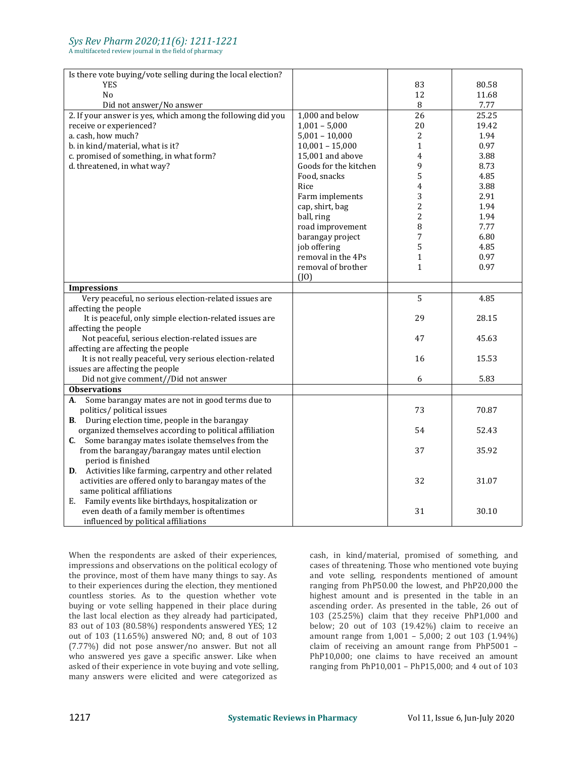| | | | |
|---|---|---|---|
| Is there vote buying/vote selling during the local election? | | | |
| YES | | 83 | 80.58 |
| No | | 12 | 11.68 |
| Did not answer/No answer | | 8 | 7.77 |
| 2. If your answer is yes, which among the following did you receive or experienced? | 1,000 and below | 26 | 25.25 |
| a. cash, how much? | 1,001 – 5,000 | 20 | 19.42 |
| b. in kind/material, what is it? | 5,001 – 10,000 | 2 | 1.94 |
| c. promised of something, in what form? | 10,001 – 15,000 | 1 | 0.97 |
| d. threatened, in what way? | 15,001 and above | 4 | 3.88 |
| | Goods for the kitchen | 9 | 8.73 |
| | Food, snacks | 5 | 4.85 |
| | Rice | 4 | 3.88 |
| | Farm implements | 3 | 2.91 |
| | cap, shirt, bag | 2 | 1.94 |
| | ball, ring | 2 | 1.94 |
| | road improvement | 8 | 7.77 |
| | barangay project | 7 | 6.80 |
| | job offering | 5 | 4.85 |
| | removal in the 4Ps | 1 | 0.97 |
| | removal of brother (JO) | 1 | 0.97 |
| **Impressions** | | | |
| Very peaceful, no serious election-related issues are affecting the people | | 5 | 4.85 |
| It is peaceful, only simple election-related issues are affecting the people | | 29 | 28.15 |
| Not peaceful, serious election-related issues are affecting are affecting the people | | 47 | 45.63 |
| It is not really peaceful, very serious election-related issues are affecting the people | | 16 | 15.53 |
| Did not give comment//Did not answer | | 6 | 5.83 |
| **Observations** | | | |
| **A**. Some barangay mates are not in good terms due to politics/ political issues | | 73 | 70.87 |
| **B**. During election time, people in the barangay organized themselves according to political affiliation | | 54 | 52.43 |
| **C**. Some barangay mates isolate themselves from the from the barangay/barangay mates until election period is finished | | 37 | 35.92 |
| **D**. Activities like farming, carpentry and other related activities are offered only to barangay mates of the same political affiliations | | 32 | 31.07 |
| E. Family events like birthdays, hospitalization or even death of a family member is oftentimes influenced by political affiliations | | 31 | 30.10 |

When the respondents are asked of their experiences, impressions and observations on the political ecology of the province, most of them have many things to say. As to their experiences during the election, they mentioned countless stories. As to the question whether vote buying or vote selling happened in their place during the last local election as they already had participated, 83 out of 103 (80.58%) respondents answered YES; 12 out of 103 (11.65%) answered NO; and, 8 out of 103 (7.77%) did not pose answer/no answer. But not all who answered yes gave a specific answer. Like when asked of their experience in vote buying and vote selling, many answers were elicited and were categorized as cash, in kind/material, promised of something, and cases of threatening. Those who mentioned vote buying and vote selling, respondents mentioned of amount ranging from PhP50.00 the lowest, and PhP20,000 the highest amount and is presented in the table in an ascending order. As presented in the table, 26 out of 103 (25.25%) claim that they receive PhP1,000 and below; 20 out of 103 (19.42%) claim to receive an amount range from 1,001 – 5,000; 2 out 103 (1.94%) claim of receiving an amount range from PhP5001 – PhP10,000; one claims to have received an amount ranging from PhP10,001 – PhP15,000; and 4 out of 103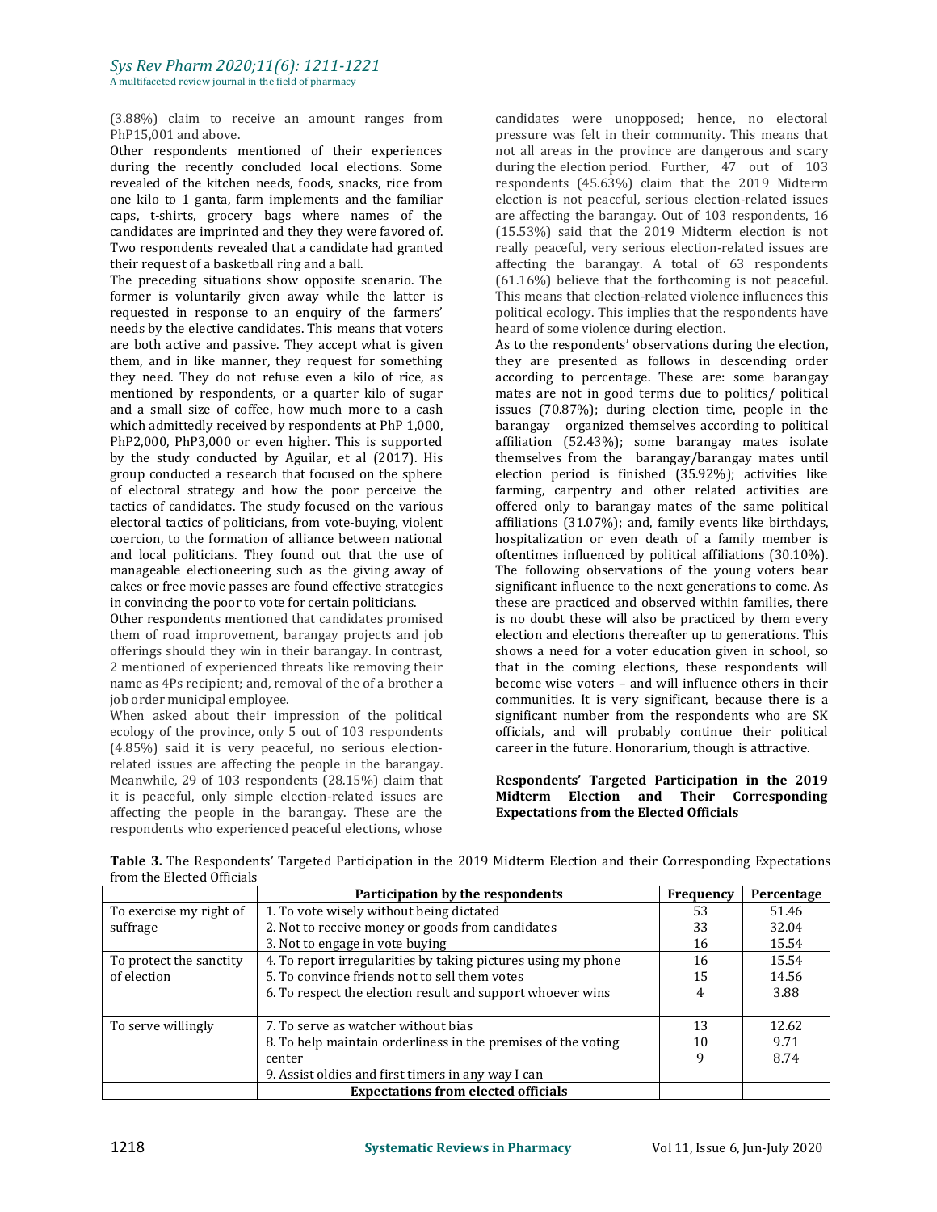(3.88%) claim to receive an amount ranges from PhP15,001 and above.

Other respondents mentioned of their experiences during the recently concluded local elections. Some revealed of the kitchen needs, foods, snacks, rice from one kilo to 1 ganta, farm implements and the familiar caps, t-shirts, grocery bags where names of the candidates are imprinted and they they were favored of. Two respondents revealed that a candidate had granted their request of a basketball ring and a ball.

The preceding situations show opposite scenario. The former is voluntarily given away while the latter is requested in response to an enquiry of the farmers' needs by the elective candidates. This means that voters are both active and passive. They accept what is given them, and in like manner, they request for something they need. They do not refuse even a kilo of rice, as mentioned by respondents, or a quarter kilo of sugar and a small size of coffee, how much more to a cash which admittedly received by respondents at PhP 1,000, PhP2,000, PhP3,000 or even higher. This is supported by the study conducted by Aguilar, et al (2017). His group conducted a research that focused on the sphere of electoral strategy and how the poor perceive the tactics of candidates. The study focused on the various electoral tactics of politicians, from vote-buying, violent coercion, to the formation of alliance between national and local politicians. They found out that the use of manageable electioneering such as the giving away of cakes or free movie passes are found effective strategies in convincing the poor to vote for certain politicians.

Other respondents mentioned that candidates promised them of road improvement, barangay projects and job offerings should they win in their barangay. In contrast, 2 mentioned of experienced threats like removing their name as 4Ps recipient; and, removal of the of a brother a job order municipal employee.

When asked about their impression of the political ecology of the province, only 5 out of 103 respondents (4.85%) said it is very peaceful, no serious election-related issues are affecting the people in the barangay. Meanwhile, 29 of 103 respondents (28.15%) claim that it is peaceful, only simple election-related issues are affecting the people in the barangay. These are the respondents who experienced peaceful elections, whose candidates were unopposed; hence, no electoral pressure was felt in their community. This means that not all areas in the province are dangerous and scary during the election period. Further, 47 out of 103 respondents (45.63%) claim that the 2019 Midterm election is not peaceful, serious election-related issues are affecting the barangay. Out of 103 respondents, 16 (15.53%) said that the 2019 Midterm election is not really peaceful, very serious election-related issues are affecting the barangay. A total of 63 respondents (61.16%) believe that the forthcoming is not peaceful. This means that election-related violence influences this political ecology. This implies that the respondents have heard of some violence during election.

As to the respondents' observations during the election, they are presented as follows in descending order according to percentage. These are: some barangay mates are not in good terms due to politics/ political issues (70.87%); during election time, people in the barangay organized themselves according to political affiliation (52.43%); some barangay mates isolate themselves from the barangay/barangay mates until election period is finished (35.92%); activities like farming, carpentry and other related activities are offered only to barangay mates of the same political affiliations (31.07%); and, family events like birthdays, hospitalization or even death of a family member is oftentimes influenced by political affiliations (30.10%). The following observations of the young voters bear significant influence to the next generations to come. As these are practiced and observed within families, there is no doubt these will also be practiced by them every election and elections thereafter up to generations. This shows a need for a voter education given in school, so that in the coming elections, these respondents will become wise voters – and will influence others in their communities. It is very significant, because there is a significant number from the respondents who are SK officials, and will probably continue their political career in the future. Honorarium, though is attractive.

**Respondents' Targeted Participation in the 2019 Midterm Election and Their Corresponding Expectations from the Elected Officials**

**Table 3.** The Respondents' Targeted Participation in the 2019 Midterm Election and their Corresponding Expectations from the Elected Officials

| | Participation by the respondents | Frequency | Percentage |
|---|---|---|---|
| To exercise my right of suffrage | 1. To vote wisely without being dictated | 53 | 51.46 |
| | 2. Not to receive money or goods from candidates | 33 | 32.04 |
| | 3. Not to engage in vote buying | 16 | 15.54 |
| To protect the sanctity of election | 4. To report irregularities by taking pictures using my phone | 16 | 15.54 |
| | 5. To convince friends not to sell them votes | 15 | 14.56 |
| | 6. To respect the election result and support whoever wins | 4 | 3.88 |
| To serve willingly | 7. To serve as watcher without bias | 13 | 12.62 |
| | 8. To help maintain orderliness in the premises of the voting center | 10 | 9.71 |
| | 9. Assist oldies and first timers in any way I can | 9 | 8.74 |
| | **Expectations from elected officials** | | |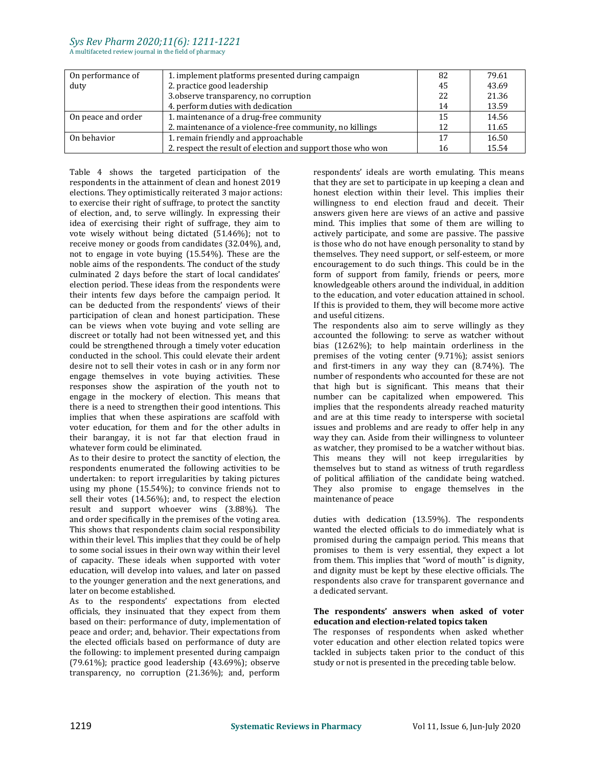| | | | |
|---|---|---|---|
| On performance of duty | 1. implement platforms presented during campaign | 82 | 79.61 |
| | 2. practice good leadership | 45 | 43.69 |
| | 3.observe transparency, no corruption | 22 | 21.36 |
| | 4. perform duties with dedication | 14 | 13.59 |
| On peace and order | 1. maintenance of a drug-free community | 15 | 14.56 |
| | 2. maintenance of a violence-free community, no killings | 12 | 11.65 |
| On behavior | 1. remain friendly and approachable | 17 | 16.50 |
| | 2. respect the result of election and support those who won | 16 | 15.54 |

Table 4 shows the targeted participation of the respondents in the attainment of clean and honest 2019 elections. They optimistically reiterated 3 major actions: to exercise their right of suffrage, to protect the sanctity of election, and, to serve willingly. In expressing their idea of exercising their right of suffrage, they aim to vote wisely without being dictated (51.46%); not to receive money or goods from candidates (32.04%), and, not to engage in vote buying (15.54%). These are the noble aims of the respondents. The conduct of the study culminated 2 days before the start of local candidates' election period. These ideas from the respondents were their intents few days before the campaign period. It can be deducted from the respondents' views of their participation of clean and honest participation. These can be views when vote buying and vote selling are discreet or totally had not been witnessed yet, and this could be strengthened through a timely voter education conducted in the school. This could elevate their ardent desire not to sell their votes in cash or in any form nor engage themselves in vote buying activities. These responses show the aspiration of the youth not to engage in the mockery of election. This means that there is a need to strengthen their good intentions. This implies that when these aspirations are scaffold with voter education, for them and for the other adults in their barangay, it is not far that election fraud in whatever form could be eliminated.

As to their desire to protect the sanctity of election, the respondents enumerated the following activities to be undertaken: to report irregularities by taking pictures using my phone (15.54%); to convince friends not to sell their votes (14.56%); and, to respect the election result and support whoever wins (3.88%). The respondents' ideals are worth emulating. This means that they are set to participate in up keeping a clean and honest election within their level. This implies their willingness to end election fraud and deceit. Their answers given here are views of an active and passive mind. This implies that some of them are willing to actively participate, and some are passive. The passive is those who do not have enough personality to stand by themselves. They need support, or self-esteem, or more encouragement to do such things. This could be in the form of support from family, friends or peers, more knowledgeable others around the individual, in addition to the education, and voter education attained in school. If this is provided to them, they will become more active and useful citizens.

The respondents also aim to serve willingly as they accounted the following: to serve as watcher without bias (12.62%); to help maintain orderliness in the premises of the voting center (9.71%); assist seniors and first-timers in any way they can (8.74%). The number of respondents who accounted for these are not that high but is significant. This means that their number can be capitalized when empowered. This implies that the respondents already reached maturity and are at this time ready to intersperse with societal issues and problems and are ready to offer help in any way they can. Aside from their willingness to volunteer as watcher, they promised to be a watcher without bias. This means they will not keep irregularities by themselves but to stand as witness of truth regardless of political affiliation of the candidate being watched. They also promise to engage themselves in the maintenance of peace and order specifically in the premises of the voting area. This shows that respondents claim social responsibility within their level. This implies that they could be of help to some social issues in their own way within their level of capacity. These ideals when supported with voter education, will develop into values, and later on passed to the younger generation and the next generations, and later on become established.

As to the respondents' expectations from elected officials, they insinuated that they expect from them based on their: performance of duty, implementation of peace and order; and, behavior. Their expectations from the elected officials based on performance of duty are the following: to implement presented during campaign (79.61%); practice good leadership (43.69%); observe transparency, no corruption (21.36%); and, perform duties with dedication (13.59%). The respondents wanted the elected officials to do immediately what is promised during the campaign period. This means that promises to them is very essential, they expect a lot from them. This implies that "word of mouth" is dignity, and dignity must be kept by these elective officials. The respondents also crave for transparent governance and a dedicated servant.

**The respondents' answers when asked of voter education and election-related topics taken**

The responses of respondents when asked whether voter education and other election related topics were tackled in subjects taken prior to the conduct of this study or not is presented in the preceding table below.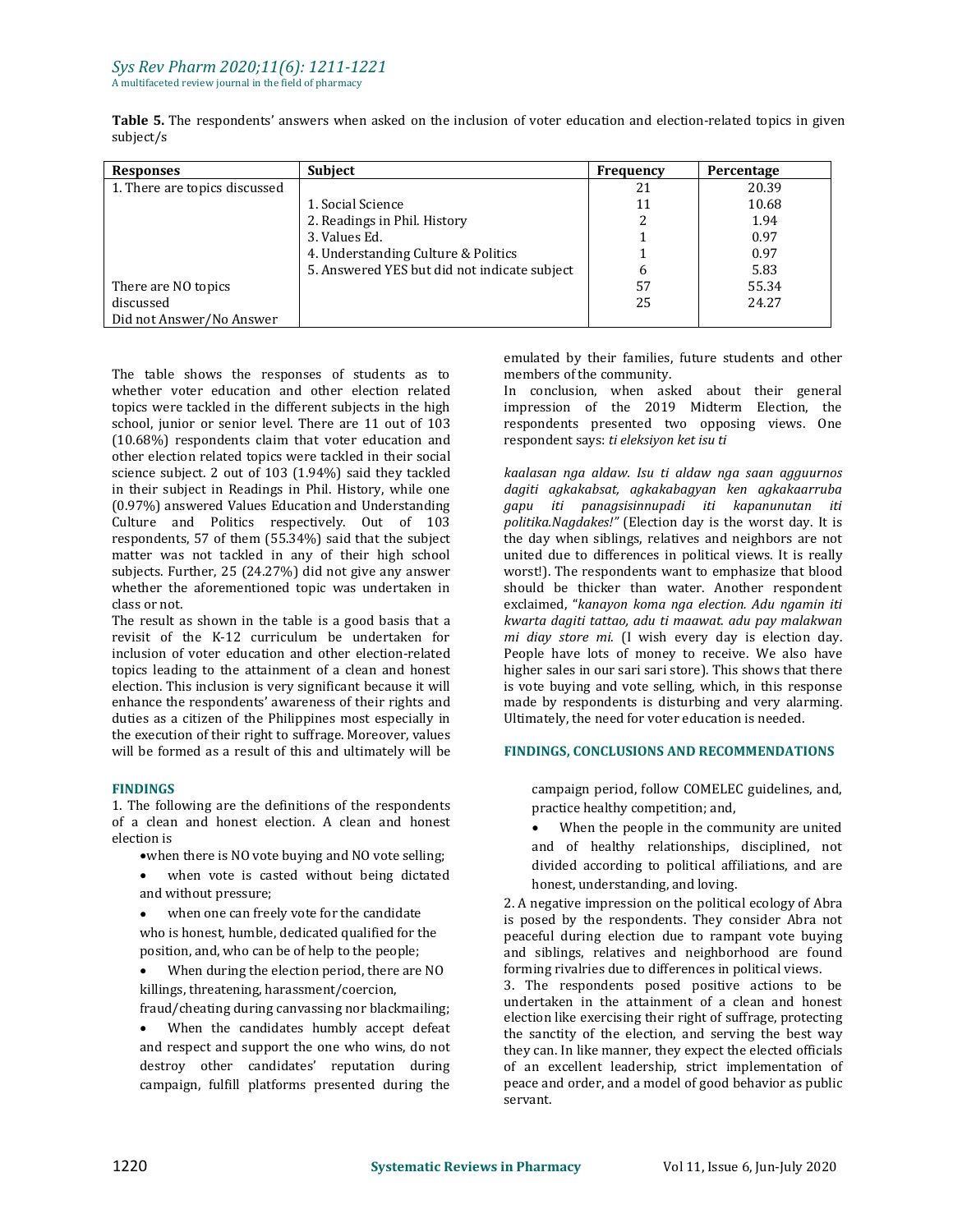**Table 5.** The respondents' answers when asked on the inclusion of voter education and election-related topics in given subject/s

| Responses | Subject | Frequency | Percentage |
|---|---|---|---|
| 1. There are topics discussed | | 21 | 20.39 |
| | 1. Social Science | 11 | 10.68 |
| | 2. Readings in Phil. History | 2 | 1.94 |
| | 3. Values Ed. | 1 | 0.97 |
| | 4. Understanding Culture & Politics | 1 | 0.97 |
| | 5. Answered YES but did not indicate subject | 6 | 5.83 |
| There are NO topics discussed | | 57 | 55.34 |
| Did not Answer/No Answer | | 25 | 24.27 |

The table shows the responses of students as to whether voter education and other election related topics were tackled in the different subjects in the high school, junior or senior level. There are 11 out of 103 (10.68%) respondents claim that voter education and other election related topics were tackled in their social science subject. 2 out of 103 (1.94%) said they tackled in their subject in Readings in Phil. History, while one (0.97%) answered Values Education and Understanding Culture and Politics respectively. Out of 103 respondents, 57 of them (55.34%) said that the subject matter was not tackled in any of their high school subjects. Further, 25 (24.27%) did not give any answer whether the aforementioned topic was undertaken in class or not.

The result as shown in the table is a good basis that a revisit of the K-12 curriculum be undertaken for inclusion of voter education and other election-related topics leading to the attainment of a clean and honest election. This inclusion is very significant because it will enhance the respondents' awareness of their rights and duties as a citizen of the Philippines most especially in the execution of their right to suffrage. Moreover, values will be formed as a result of this and ultimately will be emulated by their families, future students and other members of the community.

In conclusion, when asked about their general impression of the 2019 Midterm Election, the respondents presented two opposing views. One respondent says: *ti eleksiyon ket isu ti kaalasan nga aldaw. Isu ti aldaw nga saan agguurnos dagiti agkakabsat, agkakabagyan ken agkakaarruba gapu iti panagsisinnupadi iti kapanunutan iti politika.Nagdakes!"* (Election day is the worst day. It is the day when siblings, relatives and neighbors are not united due to differences in political views. It is really worst!). The respondents want to emphasize that blood should be thicker than water. Another respondent exclaimed, "*kanayon koma nga election. Adu ngamin iti kwarta dagiti tattao, adu ti maawat. adu pay malakwan mi diay store mi.* (I wish every day is election day. People have lots of money to receive. We also have higher sales in our sari sari store). This shows that there is vote buying and vote selling, which, in this response made by respondents is disturbing and very alarming. Ultimately, the need for voter education is needed.

## FINDINGS, CONCLUSIONS AND RECOMMENDATIONS

### FINDINGS

1. The following are the definitions of the respondents of a clean and honest election. A clean and honest election is

- when there is NO vote buying and NO vote selling;
- when vote is casted without being dictated and without pressure;
- when one can freely vote for the candidate who is honest, humble, dedicated qualified for the position, and, who can be of help to the people;
- When during the election period, there are NO killings, threatening, harassment/coercion, fraud/cheating during canvassing nor blackmailing;
- When the candidates humbly accept defeat and respect and support the one who wins, do not destroy other candidates' reputation during campaign, fulfill platforms presented during the campaign period, follow COMELEC guidelines, and, practice healthy competition; and,
- When the people in the community are united and of healthy relationships, disciplined, not divided according to political affiliations, and are honest, understanding, and loving.

2. A negative impression on the political ecology of Abra is posed by the respondents. They consider Abra not peaceful during election due to rampant vote buying and siblings, relatives and neighborhood are found forming rivalries due to differences in political views.

3. The respondents posed positive actions to be undertaken in the attainment of a clean and honest election like exercising their right of suffrage, protecting the sanctity of the election, and serving the best way they can. In like manner, they expect the elected officials of an excellent leadership, strict implementation of peace and order, and a model of good behavior as public servant.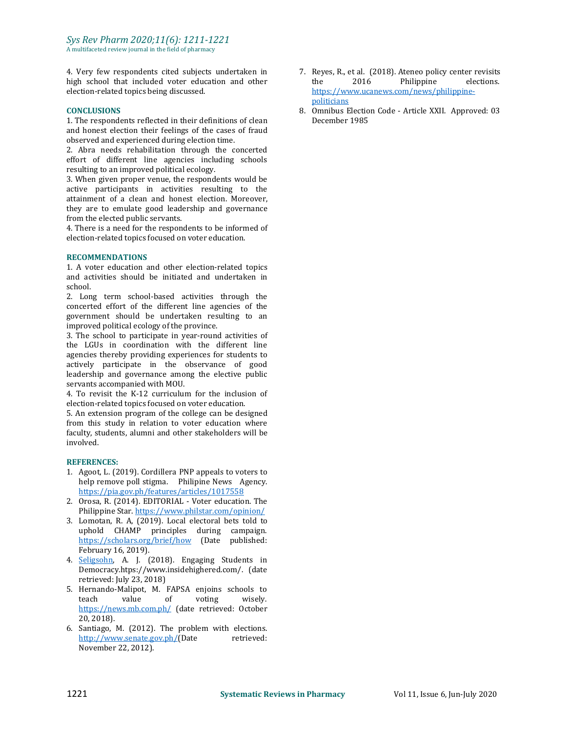4. Very few respondents cited subjects undertaken in high school that included voter education and other election-related topics being discussed.

## CONCLUSIONS

1. The respondents reflected in their definitions of clean and honest election their feelings of the cases of fraud observed and experienced during election time.
2. Abra needs rehabilitation through the concerted effort of different line agencies including schools resulting to an improved political ecology.
3. When given proper venue, the respondents would be active participants in activities resulting to the attainment of a clean and honest election. Moreover, they are to emulate good leadership and governance from the elected public servants.
4. There is a need for the respondents to be informed of election-related topics focused on voter education.

## RECOMMENDATIONS

1. A voter education and other election-related topics and activities should be initiated and undertaken in school.
2. Long term school-based activities through the concerted effort of the different line agencies of the government should be undertaken resulting to an improved political ecology of the province.
3. The school to participate in year-round activities of the LGUs in coordination with the different line agencies thereby providing experiences for students to actively participate in the observance of good leadership and governance among the elective public servants accompanied with MOU.
4. To revisit the K-12 curriculum for the inclusion of election-related topics focused on voter education.
5. An extension program of the college can be designed from this study in relation to voter education where faculty, students, alumni and other stakeholders will be involved.

## REFERENCES:

1. Agoot, L. (2019). Cordillera PNP appeals to voters to help remove poll stigma. Philipine News Agency. https://pia.gov.ph/features/articles/1017558
2. Orosa, R. (2014). EDITORIAL - Voter education. The Philippine Star. https://www.philstar.com/opinion/
3. Lomotan, R. A, (2019). Local electoral bets told to uphold CHAMP principles during campaign. https://scholars.org/brief/how (Date published: February 16, 2019).
4. Seligsohn, A. J. (2018). Engaging Students in Democracy.https://www.insidehighered.com/. (date retrieved: July 23, 2018)
5. Hernando-Malipot, M. FAPSA enjoins schools to teach value of voting wisely. https://news.mb.com.ph/ (date retrieved: October 20, 2018).
6. Santiago, M. (2012). The problem with elections. http://www.senate.gov.ph/(Date retrieved: November 22, 2012).
7. Reyes, R., et al. (2018). Ateneo policy center revisits the 2016 Philippine elections. https://www.ucanews.com/news/philippine-politicians
8. Omnibus Election Code - Article XXII. Approved: 03 December 1985